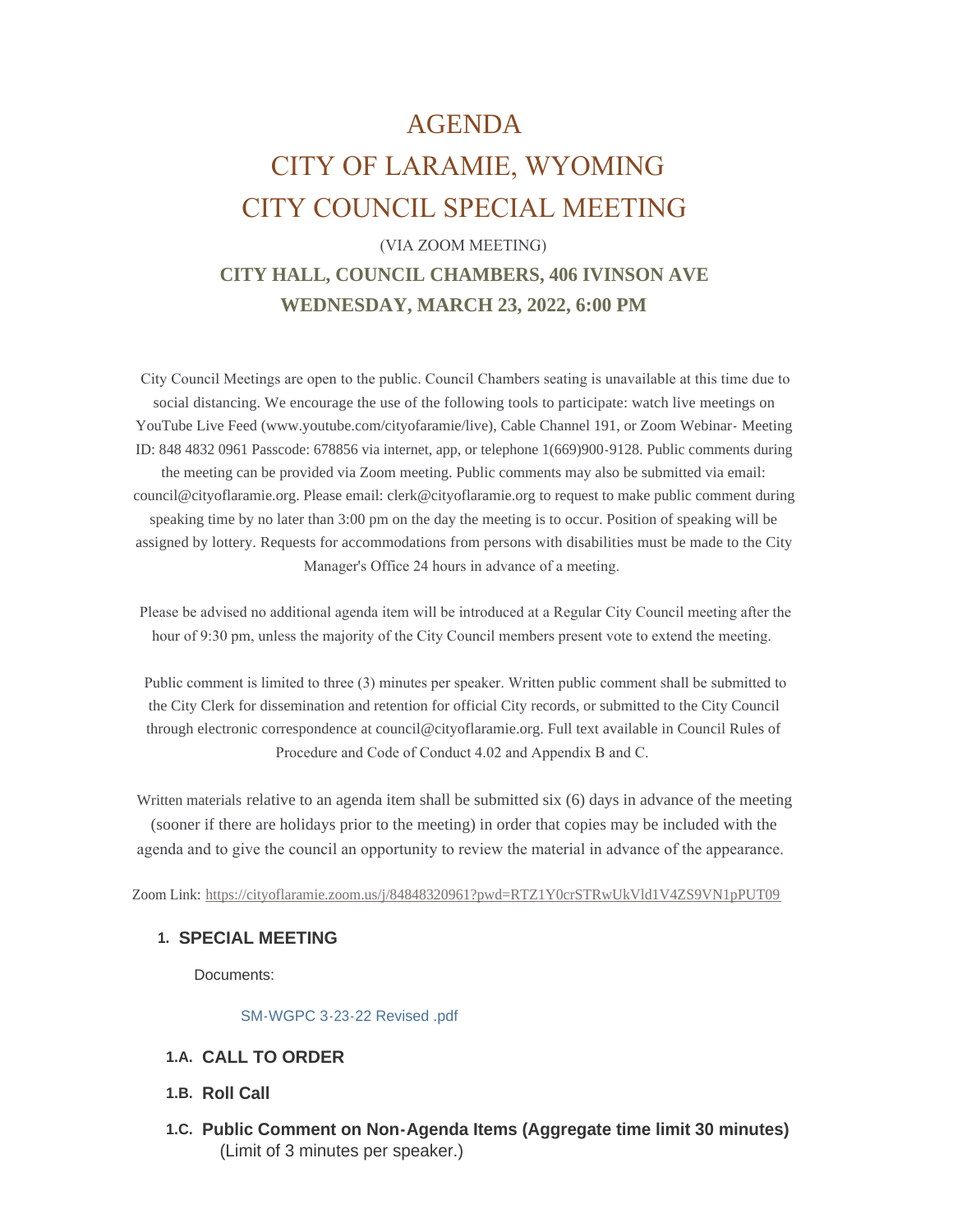# AGENDA
# CITY OF LARAMIE, WYOMING
# CITY COUNCIL SPECIAL MEETING

(VIA ZOOM MEETING)

## CITY HALL, COUNCIL CHAMBERS, 406 IVINSON AVE
## WEDNESDAY, MARCH 23, 2022, 6:00 PM

City Council Meetings are open to the public. Council Chambers seating is unavailable at this time due to social distancing. We encourage the use of the following tools to participate: watch live meetings on YouTube Live Feed (www.youtube.com/cityofaramie/live), Cable Channel 191, or Zoom Webinar- Meeting ID: 848 4832 0961 Passcode: 678856 via internet, app, or telephone 1(669)900-9128. Public comments during the meeting can be provided via Zoom meeting. Public comments may also be submitted via email: council@cityoflaramie.org. Please email: clerk@cityoflaramie.org to request to make public comment during speaking time by no later than 3:00 pm on the day the meeting is to occur. Position of speaking will be assigned by lottery. Requests for accommodations from persons with disabilities must be made to the City Manager's Office 24 hours in advance of a meeting.

Please be advised no additional agenda item will be introduced at a Regular City Council meeting after the hour of 9:30 pm, unless the majority of the City Council members present vote to extend the meeting.

Public comment is limited to three (3) minutes per speaker. Written public comment shall be submitted to the City Clerk for dissemination and retention for official City records, or submitted to the City Council through electronic correspondence at council@cityoflaramie.org. Full text available in Council Rules of Procedure and Code of Conduct 4.02 and Appendix B and C.

Written materials relative to an agenda item shall be submitted six (6) days in advance of the meeting (sooner if there are holidays prior to the meeting) in order that copies may be included with the agenda and to give the council an opportunity to review the material in advance of the appearance.

Zoom Link: https://cityoflaramie.zoom.us/j/84848320961?pwd=RTZ1Y0crSTRwUkVld1V4ZS9VN1pPUT09

### 1. SPECIAL MEETING

Documents:

SM-WGPC 3-23-22 Revised .pdf

### 1.A. CALL TO ORDER

### 1.B. Roll Call

### 1.C. Public Comment on Non-Agenda Items (Aggregate time limit 30 minutes)

(Limit of 3 minutes per speaker.)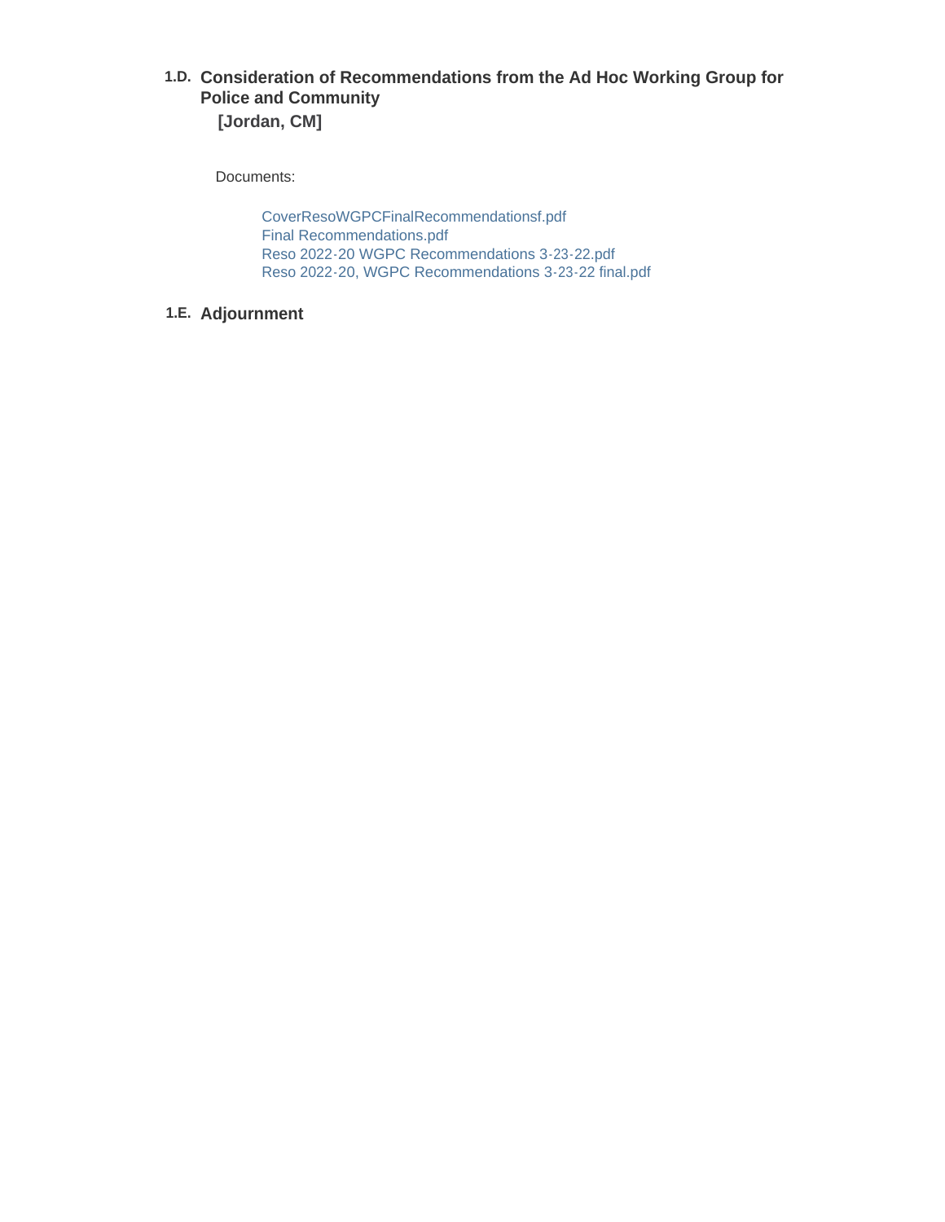## 1.D. Consideration of Recommendations from the Ad Hoc Working Group for Police and Community

**[Jordan, CM]**

Documents:

- CoverResoWGPCFinalRecommendationsf.pdf
- Final Recommendations.pdf
- Reso 2022-20 WGPC Recommendations 3-23-22.pdf
- Reso 2022-20, WGPC Recommendations 3-23-22 final.pdf

## 1.E. Adjournment